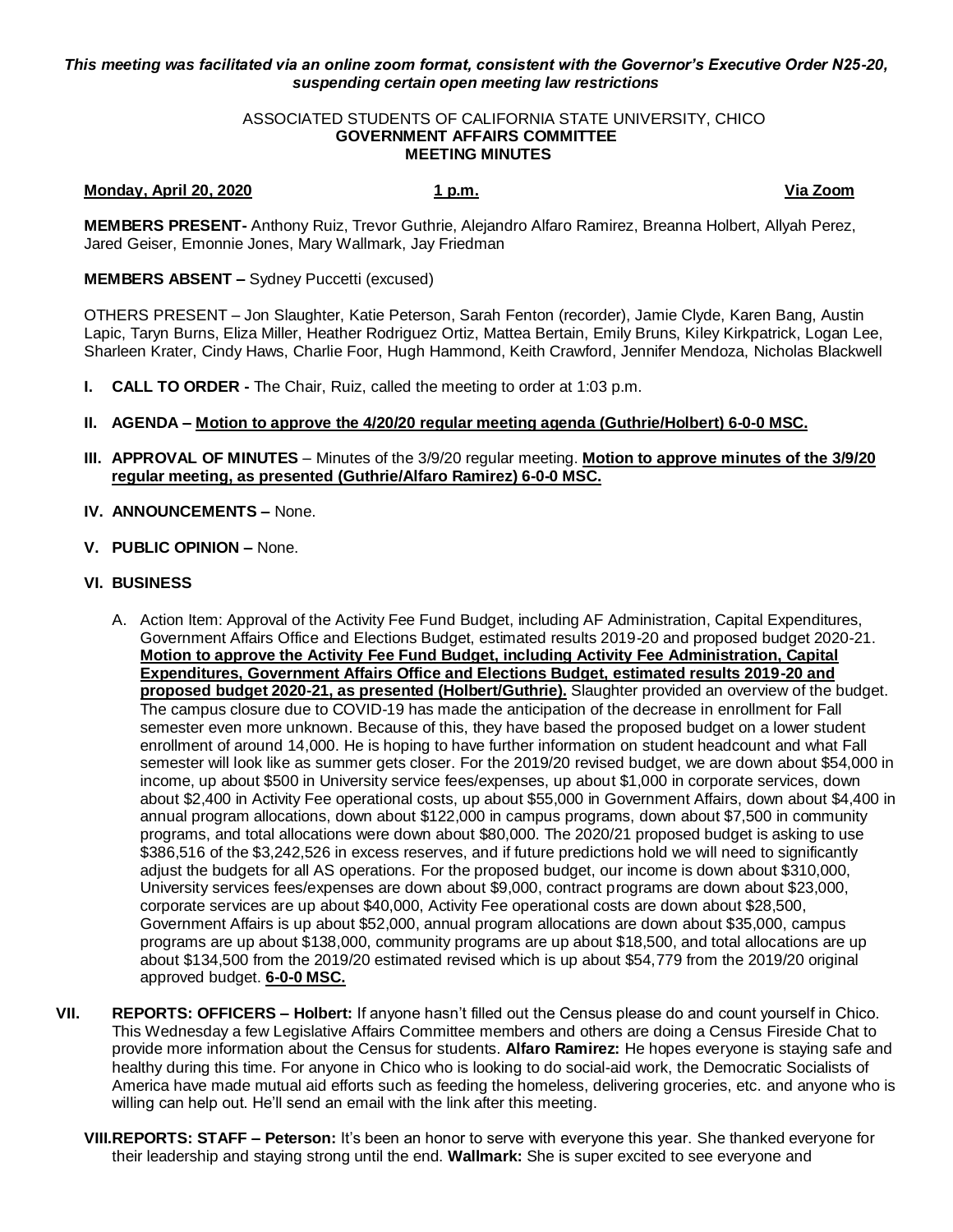*This meeting was facilitated via an online zoom format, consistent with the Governor's Executive Order N25-20, suspending certain open meeting law restrictions*

ASSOCIATED STUDENTS OF CALIFORNIA STATE UNIVERSITY, CHICO
**GOVERNMENT AFFAIRS COMMITTEE**
**MEETING MINUTES**

**Monday, April 20, 2020** **1 p.m.** **Via Zoom**

**MEMBERS PRESENT-** Anthony Ruiz, Trevor Guthrie, Alejandro Alfaro Ramirez, Breanna Holbert, Allyah Perez, Jared Geiser, Emonnie Jones, Mary Wallmark, Jay Friedman

**MEMBERS ABSENT –** Sydney Puccetti (excused)

OTHERS PRESENT – Jon Slaughter, Katie Peterson, Sarah Fenton (recorder), Jamie Clyde, Karen Bang, Austin Lapic, Taryn Burns, Eliza Miller, Heather Rodriguez Ortiz, Mattea Bertain, Emily Bruns, Kiley Kirkpatrick, Logan Lee, Sharleen Krater, Cindy Haws, Charlie Foor, Hugh Hammond, Keith Crawford, Jennifer Mendoza, Nicholas Blackwell

**I. CALL TO ORDER -** The Chair, Ruiz, called the meeting to order at 1:03 p.m.

**II. AGENDA – Motion to approve the 4/20/20 regular meeting agenda (Guthrie/Holbert) 6-0-0 MSC.**

**III. APPROVAL OF MINUTES** – Minutes of the 3/9/20 regular meeting. **Motion to approve minutes of the 3/9/20 regular meeting, as presented (Guthrie/Alfaro Ramirez) 6-0-0 MSC.**

**IV. ANNOUNCEMENTS –** None.

**V. PUBLIC OPINION –** None.

**VI. BUSINESS**

A. Action Item: Approval of the Activity Fee Fund Budget, including AF Administration, Capital Expenditures, Government Affairs Office and Elections Budget, estimated results 2019-20 and proposed budget 2020-21. **Motion to approve the Activity Fee Fund Budget, including Activity Fee Administration, Capital Expenditures, Government Affairs Office and Elections Budget, estimated results 2019-20 and proposed budget 2020-21, as presented (Holbert/Guthrie).** Slaughter provided an overview of the budget. The campus closure due to COVID-19 has made the anticipation of the decrease in enrollment for Fall semester even more unknown. Because of this, they have based the proposed budget on a lower student enrollment of around 14,000. He is hoping to have further information on student headcount and what Fall semester will look like as summer gets closer. For the 2019/20 revised budget, we are down about $54,000 in income, up about $500 in University service fees/expenses, up about $1,000 in corporate services, down about $2,400 in Activity Fee operational costs, up about $55,000 in Government Affairs, down about $4,400 in annual program allocations, down about $122,000 in campus programs, down about $7,500 in community programs, and total allocations were down about $80,000. The 2020/21 proposed budget is asking to use $386,516 of the $3,242,526 in excess reserves, and if future predictions hold we will need to significantly adjust the budgets for all AS operations. For the proposed budget, our income is down about $310,000, University services fees/expenses are down about $9,000, contract programs are down about $23,000, corporate services are up about $40,000, Activity Fee operational costs are down about $28,500, Government Affairs is up about $52,000, annual program allocations are down about $35,000, campus programs are up about $138,000, community programs are up about $18,500, and total allocations are up about $134,500 from the 2019/20 estimated revised which is up about $54,779 from the 2019/20 original approved budget. **6-0-0 MSC.**

**VII. REPORTS: OFFICERS – Holbert:** If anyone hasn't filled out the Census please do and count yourself in Chico. This Wednesday a few Legislative Affairs Committee members and others are doing a Census Fireside Chat to provide more information about the Census for students. **Alfaro Ramirez:** He hopes everyone is staying safe and healthy during this time. For anyone in Chico who is looking to do social-aid work, the Democratic Socialists of America have made mutual aid efforts such as feeding the homeless, delivering groceries, etc. and anyone who is willing can help out. He'll send an email with the link after this meeting.

**VIII. REPORTS: STAFF – Peterson:** It's been an honor to serve with everyone this year. She thanked everyone for their leadership and staying strong until the end. **Wallmark:** She is super excited to see everyone and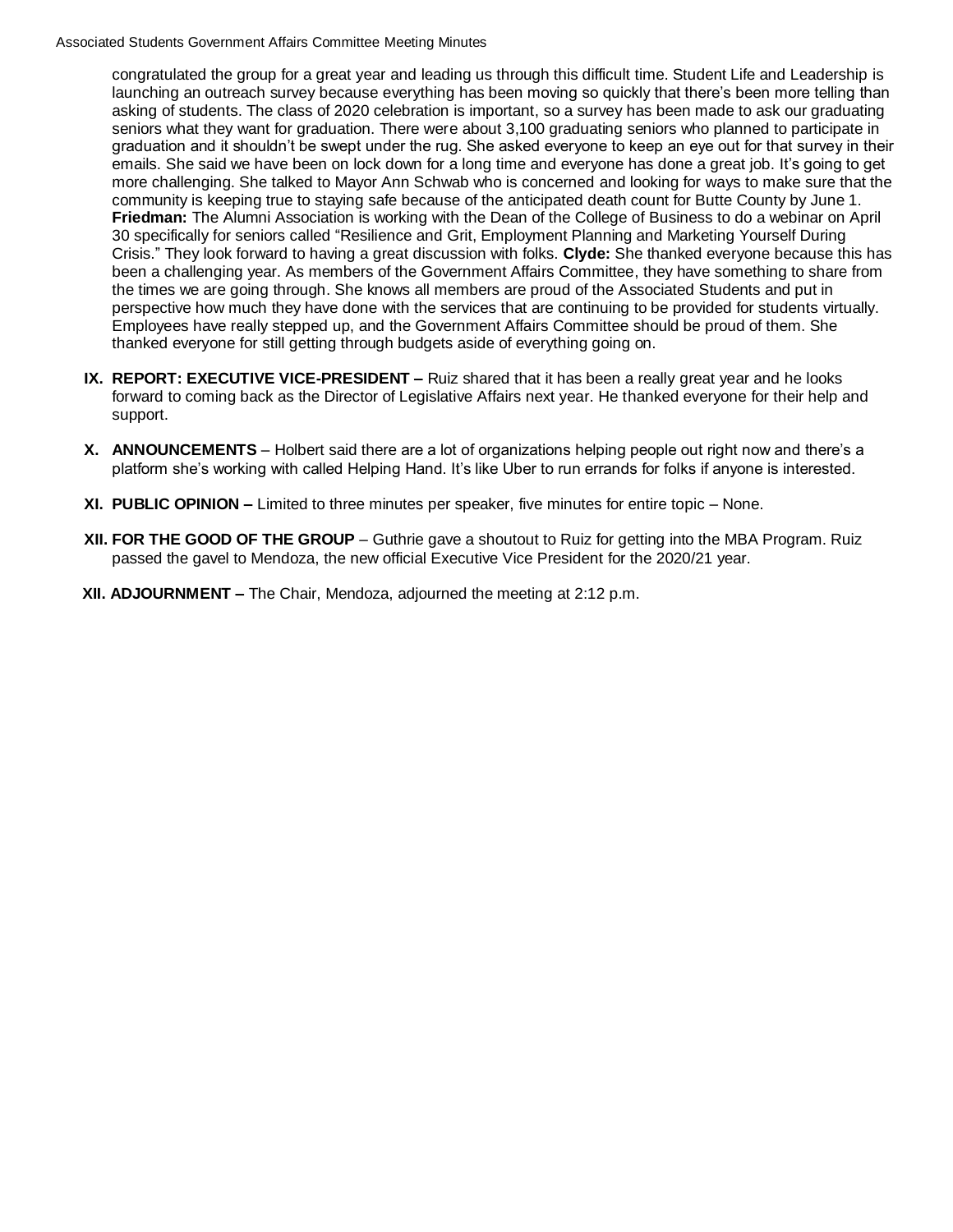congratulated the group for a great year and leading us through this difficult time. Student Life and Leadership is launching an outreach survey because everything has been moving so quickly that there's been more telling than asking of students. The class of 2020 celebration is important, so a survey has been made to ask our graduating seniors what they want for graduation. There were about 3,100 graduating seniors who planned to participate in graduation and it shouldn't be swept under the rug. She asked everyone to keep an eye out for that survey in their emails. She said we have been on lock down for a long time and everyone has done a great job. It's going to get more challenging. She talked to Mayor Ann Schwab who is concerned and looking for ways to make sure that the community is keeping true to staying safe because of the anticipated death count for Butte County by June 1. **Friedman:** The Alumni Association is working with the Dean of the College of Business to do a webinar on April 30 specifically for seniors called "Resilience and Grit, Employment Planning and Marketing Yourself During Crisis." They look forward to having a great discussion with folks. **Clyde:** She thanked everyone because this has been a challenging year. As members of the Government Affairs Committee, they have something to share from the times we are going through. She knows all members are proud of the Associated Students and put in perspective how much they have done with the services that are continuing to be provided for students virtually. Employees have really stepped up, and the Government Affairs Committee should be proud of them. She thanked everyone for still getting through budgets aside of everything going on.

**IX. REPORT: EXECUTIVE VICE-PRESIDENT –** Ruiz shared that it has been a really great year and he looks forward to coming back as the Director of Legislative Affairs next year. He thanked everyone for their help and support.

**X. ANNOUNCEMENTS** – Holbert said there are a lot of organizations helping people out right now and there's a platform she's working with called Helping Hand. It's like Uber to run errands for folks if anyone is interested.

**XI. PUBLIC OPINION –** Limited to three minutes per speaker, five minutes for entire topic – None.

**XII. FOR THE GOOD OF THE GROUP** – Guthrie gave a shoutout to Ruiz for getting into the MBA Program. Ruiz passed the gavel to Mendoza, the new official Executive Vice President for the 2020/21 year.

**XII. ADJOURNMENT –** The Chair, Mendoza, adjourned the meeting at 2:12 p.m.